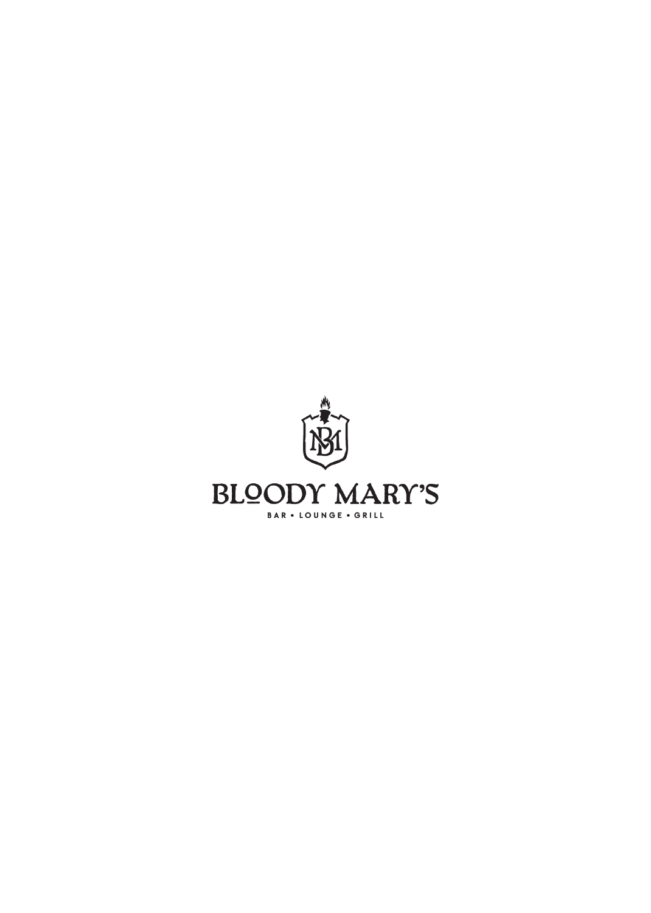# BLOODY MARY'S

BAR • LOUNGE • GRILL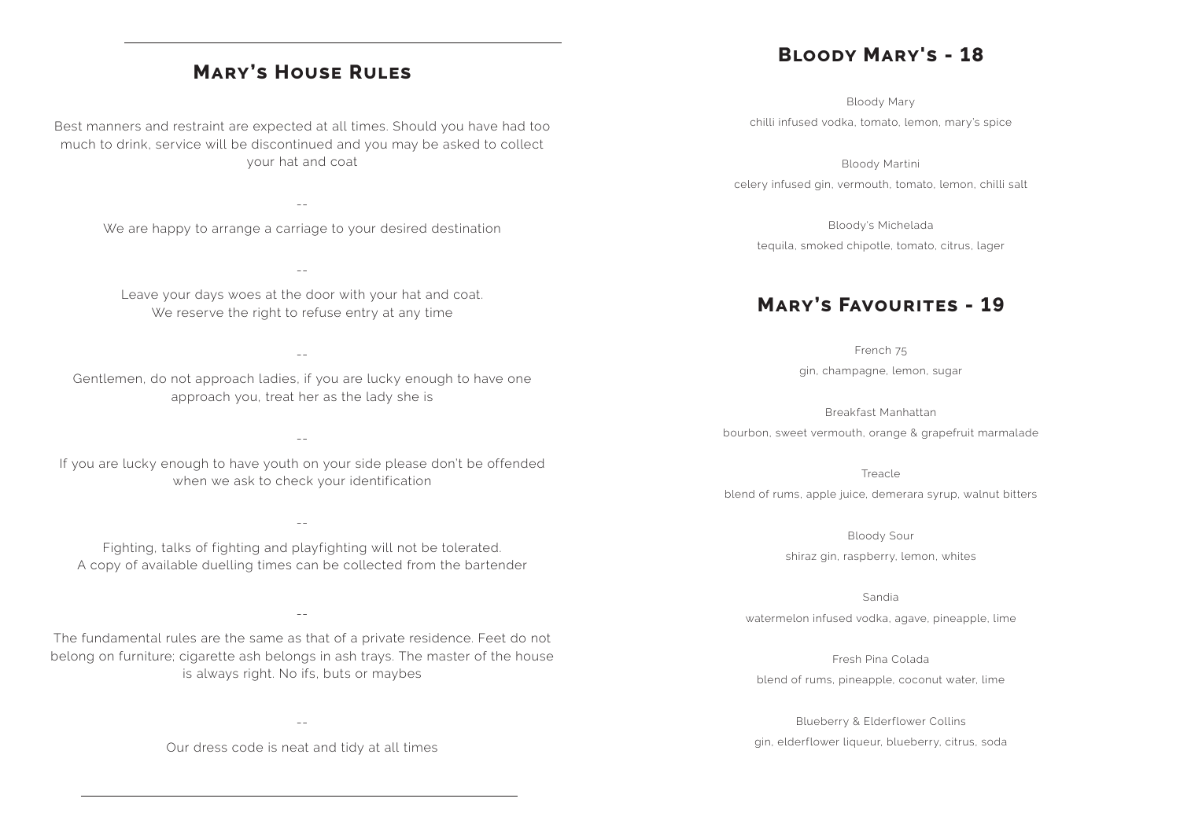## Mary's House Rules

Best manners and restraint are expected at all times. Should you have had too much to drink, service will be discontinued and you may be asked to collect your hat and coat

--

We are happy to arrange a carriage to your desired destination

--

Leave your days woes at the door with your hat and coat.
We reserve the right to refuse entry at any time

--

Gentlemen, do not approach ladies, if you are lucky enough to have one approach you, treat her as the lady she is

--

If you are lucky enough to have youth on your side please don't be offended when we ask to check your identification

--

Fighting, talks of fighting and playfighting will not be tolerated.
A copy of available duelling times can be collected from the bartender

--

The fundamental rules are the same as that of a private residence. Feet do not belong on furniture; cigarette ash belongs in ash trays. The master of the house is always right. No ifs, buts or maybes

--

Our dress code is neat and tidy at all times

## Bloody Mary's - 18

Bloody Mary
chilli infused vodka, tomato, lemon, mary's spice

Bloody Martini
celery infused gin, vermouth, tomato, lemon, chilli salt

Bloody's Michelada
tequila, smoked chipotle, tomato, citrus, lager

## Mary's Favourites - 19

French 75
gin, champagne, lemon, sugar

Breakfast Manhattan
bourbon, sweet vermouth, orange & grapefruit marmalade

Treacle
blend of rums, apple juice, demerara syrup, walnut bitters

Bloody Sour
shiraz gin, raspberry, lemon, whites

Sandia
watermelon infused vodka, agave, pineapple, lime

Fresh Pina Colada
blend of rums, pineapple, coconut water, lime

Blueberry & Elderflower Collins
gin, elderflower liqueur, blueberry, citrus, soda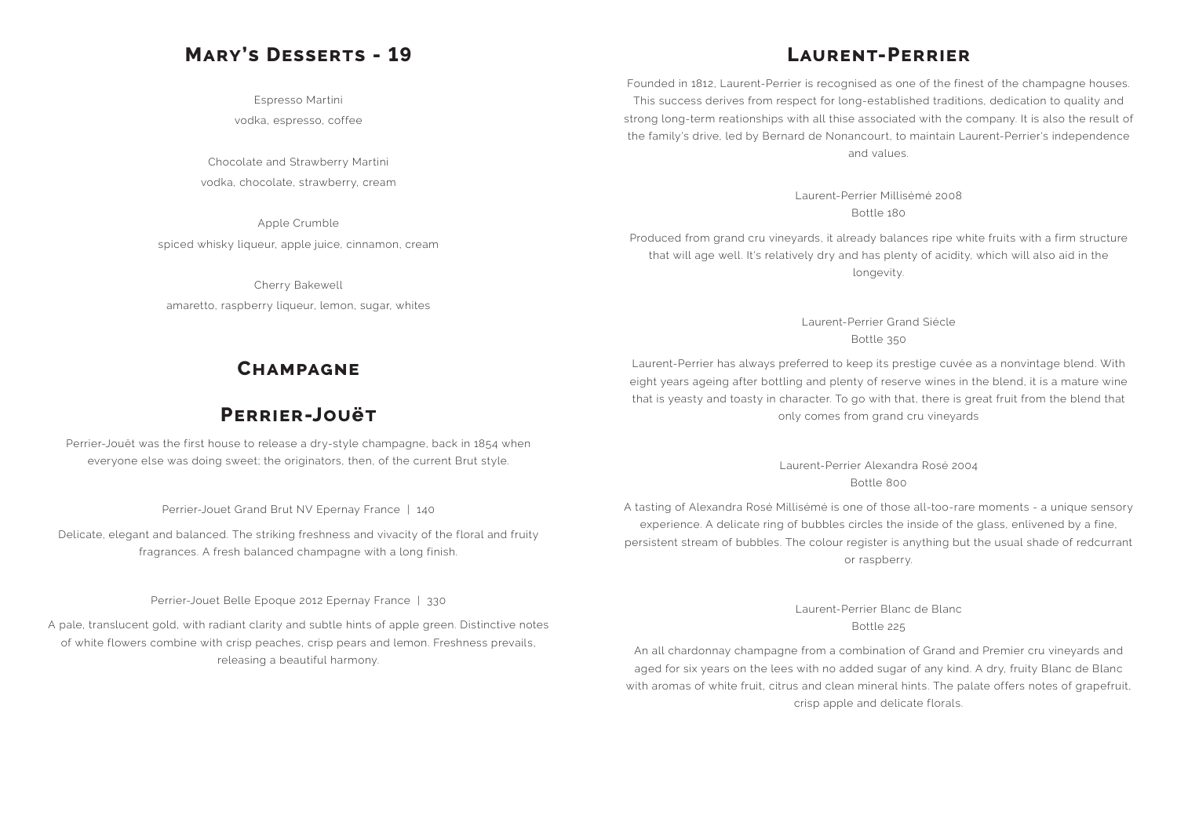## Mary's Desserts - 19

Espresso Martini
vodka, espresso, coffee

Chocolate and Strawberry Martini
vodka, chocolate, strawberry, cream

Apple Crumble
spiced whisky liqueur, apple juice, cinnamon, cream

Cherry Bakewell
amaretto, raspberry liqueur, lemon, sugar, whites

## Champagne

## Perrier-Jouët

Perrier-Jouët was the first house to release a dry-style champagne, back in 1854 when everyone else was doing sweet; the originators, then, of the current Brut style.

Perrier-Jouet Grand Brut NV Epernay France | 140

Delicate, elegant and balanced. The striking freshness and vivacity of the floral and fruity fragrances. A fresh balanced champagne with a long finish.

Perrier-Jouet Belle Epoque 2012 Epernay France | 330

A pale, translucent gold, with radiant clarity and subtle hints of apple green. Distinctive notes of white flowers combine with crisp peaches, crisp pears and lemon. Freshness prevails, releasing a beautiful harmony.

## Laurent-Perrier

Founded in 1812, Laurent-Perrier is recognised as one of the finest of the champagne houses. This success derives from respect for long-established traditions, dedication to quality and strong long-term reationships with all thise associated with the company. It is also the result of the family's drive, led by Bernard de Nonancourt, to maintain Laurent-Perrier's independence and values.

Laurent-Perrier Millisémé 2008
Bottle 180

Produced from grand cru vineyards, it already balances ripe white fruits with a firm structure that will age well. It's relatively dry and has plenty of acidity, which will also aid in the longevity.

Laurent-Perrier Grand Siècle
Bottle 350

Laurent-Perrier has always preferred to keep its prestige cuvée as a nonvintage blend. With eight years ageing after bottling and plenty of reserve wines in the blend, it is a mature wine that is yeasty and toasty in character. To go with that, there is great fruit from the blend that only comes from grand cru vineyards

Laurent-Perrier Alexandra Rosé 2004
Bottle 800

A tasting of Alexandra Rosé Millisémé is one of those all-too-rare moments - a unique sensory experience. A delicate ring of bubbles circles the inside of the glass, enlivened by a fine, persistent stream of bubbles. The colour register is anything but the usual shade of redcurrant or raspberry.

Laurent-Perrier Blanc de Blanc
Bottle 225

An all chardonnay champagne from a combination of Grand and Premier cru vineyards and aged for six years on the lees with no added sugar of any kind. A dry, fruity Blanc de Blanc with aromas of white fruit, citrus and clean mineral hints. The palate offers notes of grapefruit, crisp apple and delicate florals.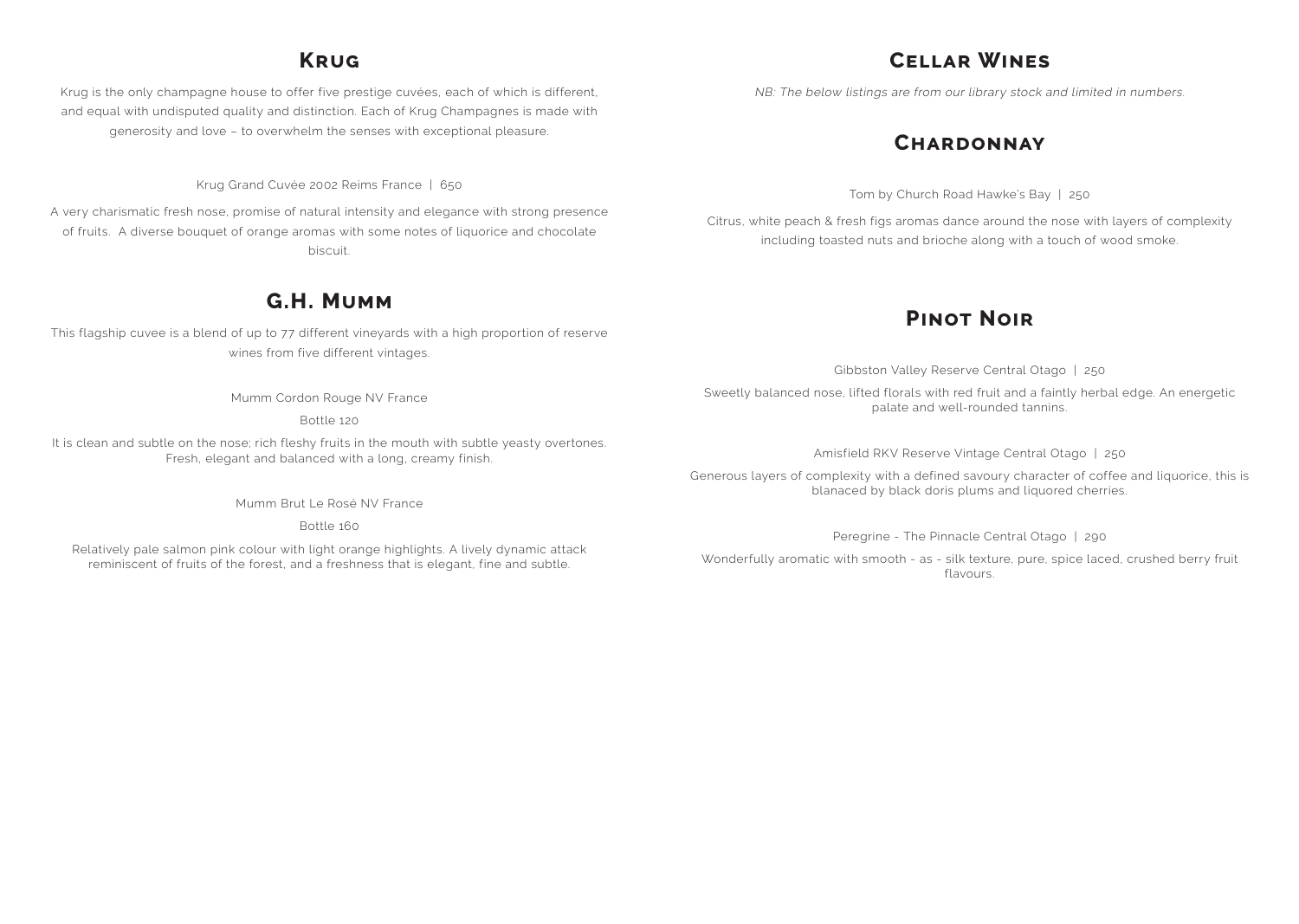## Krug

Krug is the only champagne house to offer five prestige cuvées, each of which is different, and equal with undisputed quality and distinction. Each of Krug Champagnes is made with generosity and love – to overwhelm the senses with exceptional pleasure.

Krug Grand Cuvée 2002 Reims France | 650

A very charismatic fresh nose, promise of natural intensity and elegance with strong presence of fruits. A diverse bouquet of orange aromas with some notes of liquorice and chocolate biscuit.

## G.H. Mumm

This flagship cuvee is a blend of up to 77 different vineyards with a high proportion of reserve wines from five different vintages.

Mumm Cordon Rouge NV France

Bottle 120

It is clean and subtle on the nose; rich fleshy fruits in the mouth with subtle yeasty overtones. Fresh, elegant and balanced with a long, creamy finish.

Mumm Brut Le Rosé NV France

Bottle 160

Relatively pale salmon pink colour with light orange highlights. A lively dynamic attack reminiscent of fruits of the forest, and a freshness that is elegant, fine and subtle.

## Cellar Wines

*NB: The below listings are from our library stock and limited in numbers.*

## Chardonnay

Tom by Church Road Hawke's Bay | 250

Citrus, white peach & fresh figs aromas dance around the nose with layers of complexity including toasted nuts and brioche along with a touch of wood smoke.

## Pinot Noir

Gibbston Valley Reserve Central Otago | 250

Sweetly balanced nose, lifted florals with red fruit and a faintly herbal edge. An energetic palate and well-rounded tannins.

Amisfield RKV Reserve Vintage Central Otago | 250

Generous layers of complexity with a defined savoury character of coffee and liquorice, this is blanaced by black doris plums and liquored cherries.

Peregrine - The Pinnacle Central Otago | 290

Wonderfully aromatic with smooth - as - silk texture, pure, spice laced, crushed berry fruit flavours.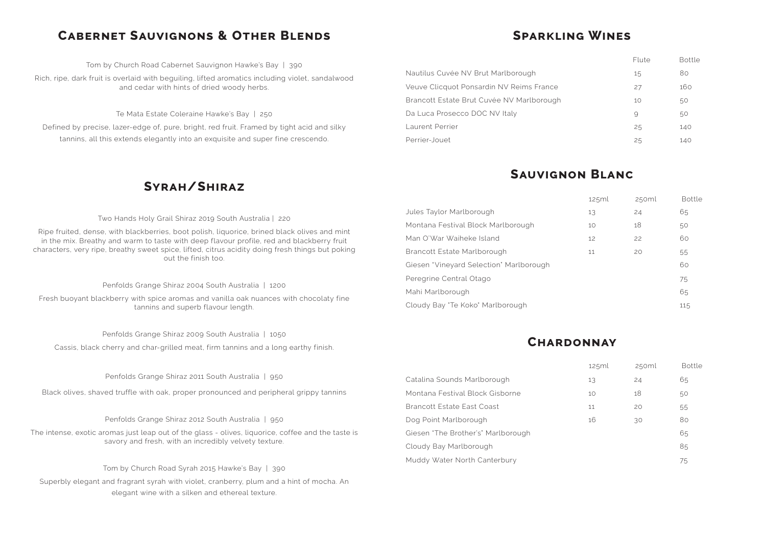## Cabernet Sauvignons & Other Blends

Tom by Church Road Cabernet Sauvignon Hawke's Bay | 390

Rich, ripe, dark fruit is overlaid with beguiling, lifted aromatics including violet, sandalwood and cedar with hints of dried woody herbs.

Te Mata Estate Coleraine Hawke's Bay | 250

Defined by precise, lazer-edge of, pure, bright, red fruit. Framed by tight acid and silky tannins, all this extends elegantly into an exquisite and super fine crescendo.

## Syrah/Shiraz

Two Hands Holy Grail Shiraz 2019 South Australia | 220

Ripe fruited, dense, with blackberries, boot polish, liquorice, brined black olives and mint in the mix. Breathy and warm to taste with deep flavour profile, red and blackberry fruit characters, very ripe, breathy sweet spice, lifted, citrus acidity doing fresh things but poking out the finish too.

Penfolds Grange Shiraz 2004 South Australia | 1200

Fresh buoyant blackberry with spice aromas and vanilla oak nuances with chocolaty fine tannins and superb flavour length.

Penfolds Grange Shiraz 2009 South Australia | 1050

Cassis, black cherry and char-grilled meat, firm tannins and a long earthy finish.

Penfolds Grange Shiraz 2011 South Australia | 950

Black olives, shaved truffle with oak, proper pronounced and peripheral grippy tannins

Penfolds Grange Shiraz 2012 South Australia | 950

The intense, exotic aromas just leap out of the glass - olives, liquorice, coffee and the taste is savory and fresh, with an incredibly velvety texture.

Tom by Church Road Syrah 2015 Hawke's Bay | 390

Superbly elegant and fragrant syrah with violet, cranberry, plum and a hint of mocha. An elegant wine with a silken and ethereal texture.

## Sparkling Wines

| | Flute | Bottle |
|---|---|---|
| Nautilus Cuvée NV Brut Marlborough | 15 | 80 |
| Veuve Clicquot Ponsardin NV Reims France | 27 | 160 |
| Brancott Estate Brut Cuvée NV Marlborough | 10 | 50 |
| Da Luca Prosecco DOC NV Italy | 9 | 50 |
| Laurent Perrier | 25 | 140 |
| Perrier-Jouet | 25 | 140 |

## Sauvignon Blanc

| | 125ml | 250ml | Bottle |
|---|---|---|---|
| Jules Taylor Marlborough | 13 | 24 | 65 |
| Montana Festival Block Marlborough | 10 | 18 | 50 |
| Man O'War Waiheke Island | 12 | 22 | 60 |
| Brancott Estate Marlborough | 11 | 20 | 55 |
| Giesen "Vineyard Selection" Marlborough | | | 60 |
| Peregrine Central Otago | | | 75 |
| Mahi Marlborough | | | 65 |
| Cloudy Bay "Te Koko" Marlborough | | | 115 |

## Chardonnay

| | 125ml | 250ml | Bottle |
|---|---|---|---|
| Catalina Sounds Marlborough | 13 | 24 | 65 |
| Montana Festival Block Gisborne | 10 | 18 | 50 |
| Brancott Estate East Coast | 11 | 20 | 55 |
| Dog Point Marlborough | 16 | 30 | 80 |
| Giesen "The Brother's" Marlborough | | | 65 |
| Cloudy Bay Marlborough | | | 85 |
| Muddy Water North Canterbury | | | 75 |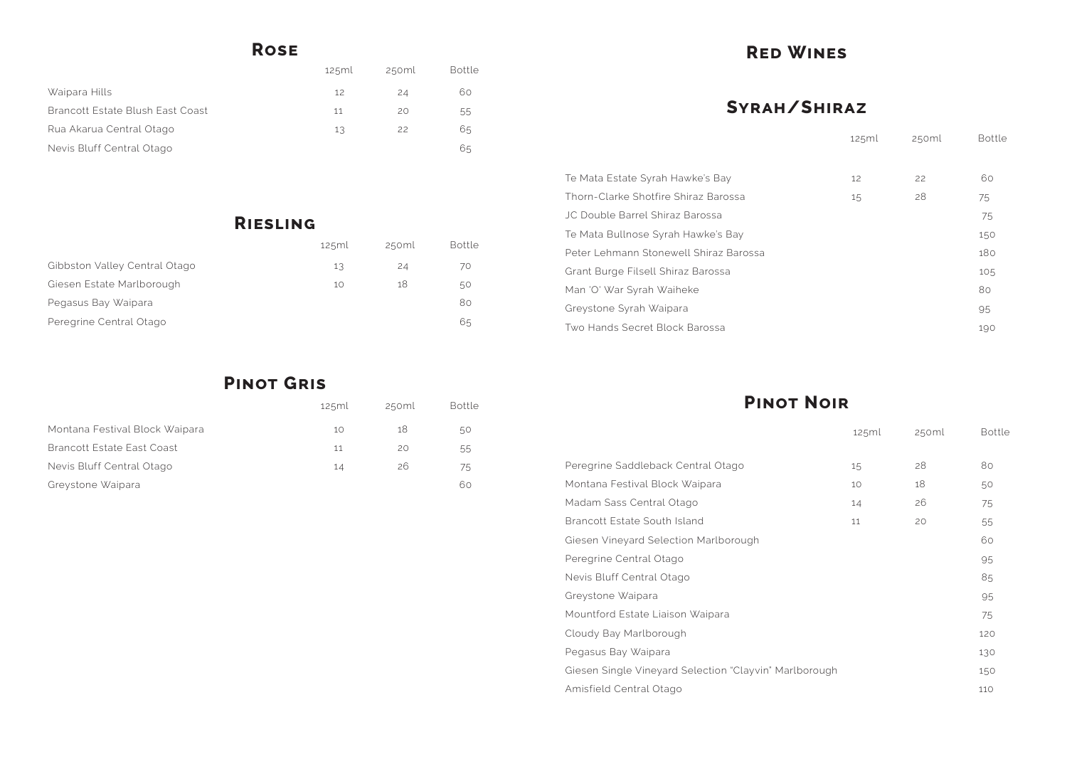## Rose

| | 125ml | 250ml | Bottle |
|---|---|---|---|
| Waipara Hills | 12 | 24 | 60 |
| Brancott Estate Blush East Coast | 11 | 20 | 55 |
| Rua Akarua Central Otago | 13 | 22 | 65 |
| Nevis Bluff Central Otago | | | 65 |

## Riesling

| | 125ml | 250ml | Bottle |
|---|---|---|---|
| Gibbston Valley Central Otago | 13 | 24 | 70 |
| Giesen Estate Marlborough | 10 | 18 | 50 |
| Pegasus Bay Waipara | | | 80 |
| Peregrine Central Otago | | | 65 |

## Pinot Gris

| | 125ml | 250ml | Bottle |
|---|---|---|---|
| Montana Festival Block Waipara | 10 | 18 | 50 |
| Brancott Estate East Coast | 11 | 20 | 55 |
| Nevis Bluff Central Otago | 14 | 26 | 75 |
| Greystone Waipara | | | 60 |

# Red Wines

## Syrah/Shiraz

| | 125ml | 250ml | Bottle |
|---|---|---|---|
| Te Mata Estate Syrah Hawke's Bay | 12 | 22 | 60 |
| Thorn-Clarke Shotfire Shiraz Barossa | 15 | 28 | 75 |
| JC Double Barrel Shiraz Barossa | | | 75 |
| Te Mata Bullnose Syrah Hawke's Bay | | | 150 |
| Peter Lehmann Stonewell Shiraz Barossa | | | 180 |
| Grant Burge Filsell Shiraz Barossa | | | 105 |
| Man 'O' War Syrah Waiheke | | | 80 |
| Greystone Syrah Waipara | | | 95 |
| Two Hands Secret Block Barossa | | | 190 |

## Pinot Noir

| | 125ml | 250ml | Bottle |
|---|---|---|---|
| Peregrine Saddleback Central Otago | 15 | 28 | 80 |
| Montana Festival Block Waipara | 10 | 18 | 50 |
| Madam Sass Central Otago | 14 | 26 | 75 |
| Brancott Estate South Island | 11 | 20 | 55 |
| Giesen Vineyard Selection Marlborough | | | 60 |
| Peregrine Central Otago | | | 95 |
| Nevis Bluff Central Otago | | | 85 |
| Greystone Waipara | | | 95 |
| Mountford Estate Liaison Waipara | | | 75 |
| Cloudy Bay Marlborough | | | 120 |
| Pegasus Bay Waipara | | | 130 |
| Giesen Single Vineyard Selection "Clayvin" Marlborough | | | 150 |
| Amisfield Central Otago | | | 110 |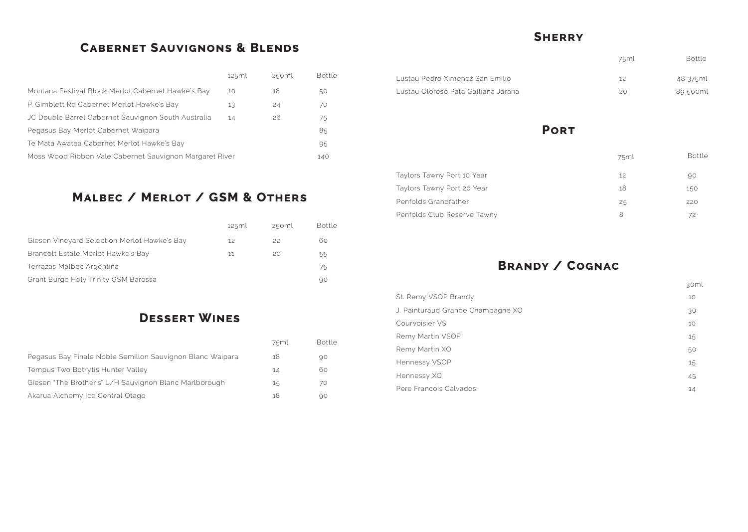## Cabernet Sauvignons & Blends

| | 125ml | 250ml | Bottle |
|---|---|---|---|
| Montana Festival Block Merlot Cabernet Hawke's Bay | 10 | 18 | 50 |
| P. Gimblett Rd Cabernet Merlot Hawke's Bay | 13 | 24 | 70 |
| JC Double Barrel Cabernet Sauvignon South Australia | 14 | 26 | 75 |
| Pegasus Bay Merlot Cabernet Waipara | | | 85 |
| Te Mata Awatea Cabernet Merlot Hawke's Bay | | | 95 |
| Moss Wood Ribbon Vale Cabernet Sauvignon Margaret River | | | 140 |

## Malbec / Merlot / GSM & Others

| | 125ml | 250ml | Bottle |
|---|---|---|---|
| Giesen Vineyard Selection Merlot Hawke's Bay | 12 | 22 | 60 |
| Brancott Estate Merlot Hawke's Bay | 11 | 20 | 55 |
| Terrazas Malbec Argentina | | | 75 |
| Grant Burge Holy Trinity GSM Barossa | | | 90 |

## Dessert Wines

| | 75ml | Bottle |
|---|---|---|
| Pegasus Bay Finale Noble Semillon Sauvignon Blanc Waipara | 18 | 90 |
| Tempus Two Botrytis Hunter Valley | 14 | 60 |
| Giesen "The Brother's" L/H Sauvignon Blanc Marlborough | 15 | 70 |
| Akarua Alchemy Ice Central Otago | 18 | 90 |

## Sherry

| | 75ml | Bottle |
|---|---|---|
| Lustau Pedro Ximenez San Emilio | 12 | 48 375ml |
| Lustau Oloroso Pata Galliana Jarana | 20 | 89 500ml |

## Port

| | 75ml | Bottle |
|---|---|---|
| Taylors Tawny Port 10 Year | 12 | 90 |
| Taylors Tawny Port 20 Year | 18 | 150 |
| Penfolds Grandfather | 25 | 220 |
| Penfolds Club Reserve Tawny | 8 | 72 |

## Brandy / Cognac

| | 30ml |
|---|---|
| St. Remy VSOP Brandy | 10 |
| J. Painturaud Grande Champagne XO | 30 |
| Courvoisier VS | 10 |
| Remy Martin VSOP | 15 |
| Remy Martin XO | 50 |
| Hennessy VSOP | 15 |
| Hennessy XO | 45 |
| Pere Francois Calvados | 14 |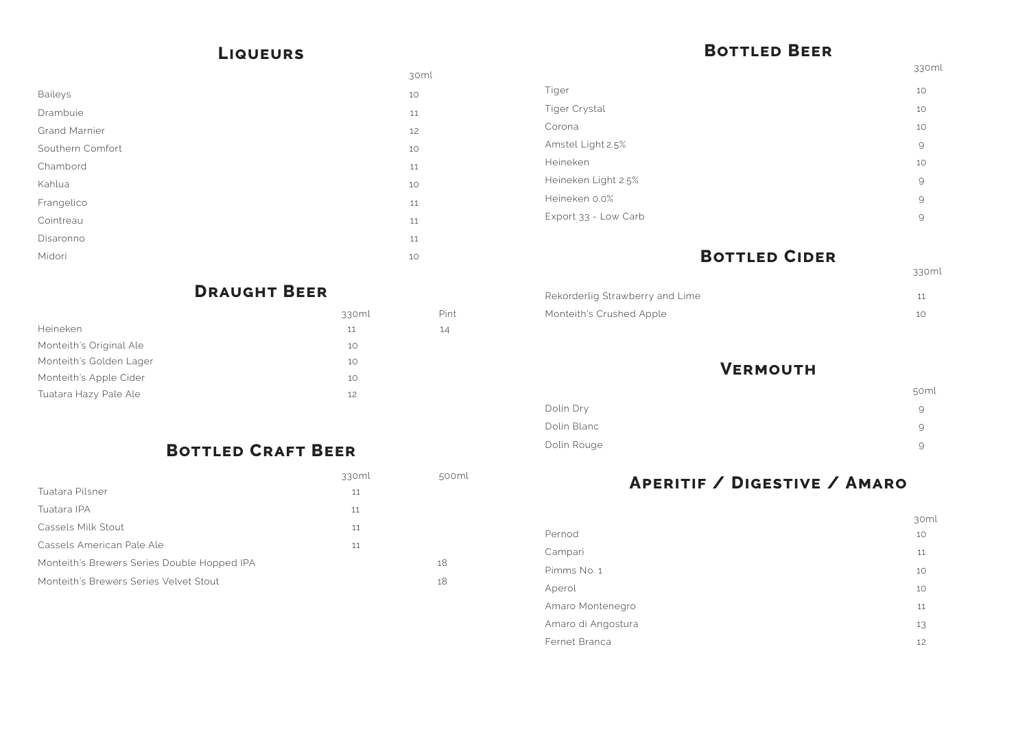## Liqueurs

| | 30ml |
|---|---|
| Baileys | 10 |
| Drambuie | 11 |
| Grand Marnier | 12 |
| Southern Comfort | 10 |
| Chambord | 11 |
| Kahlua | 10 |
| Frangelico | 11 |
| Cointreau | 11 |
| Disaronno | 11 |
| Midori | 10 |

## Draught Beer

| | 330ml | Pint |
|---|---|---|
| Heineken | 11 | 14 |
| Monteith's Original Ale | 10 | |
| Monteith's Golden Lager | 10 | |
| Monteith's Apple Cider | 10 | |
| Tuatara Hazy Pale Ale | 12 | |

## Bottled Craft Beer

| | 330ml | 500ml |
|---|---|---|
| Tuatara Pilsner | 11 | |
| Tuatara IPA | 11 | |
| Cassels Milk Stout | 11 | |
| Cassels American Pale Ale | 11 | |
| Monteith's Brewers Series Double Hopped IPA | | 18 |
| Monteith's Brewers Series Velvet Stout | | 18 |

## Bottled Beer

| | 330ml |
|---|---|
| Tiger | 10 |
| Tiger Crystal | 10 |
| Corona | 10 |
| Amstel Light 2.5% | 9 |
| Heineken | 10 |
| Heineken Light 2.5% | 9 |
| Heineken 0.0% | 9 |
| Export 33 - Low Carb | 9 |

## Bottled Cider

| | 330ml |
|---|---|
| Rekorderlig Strawberry and Lime | 11 |
| Monteith's Crushed Apple | 10 |

## Vermouth

| | 50ml |
|---|---|
| Dolin Dry | 9 |
| Dolin Blanc | 9 |
| Dolin Rouge | 9 |

## Aperitif / Digestive / Amaro

| | 30ml |
|---|---|
| Pernod | 10 |
| Campari | 11 |
| Pimms No. 1 | 10 |
| Aperol | 10 |
| Amaro Montenegro | 11 |
| Amaro di Angostura | 13 |
| Fernet Branca | 12 |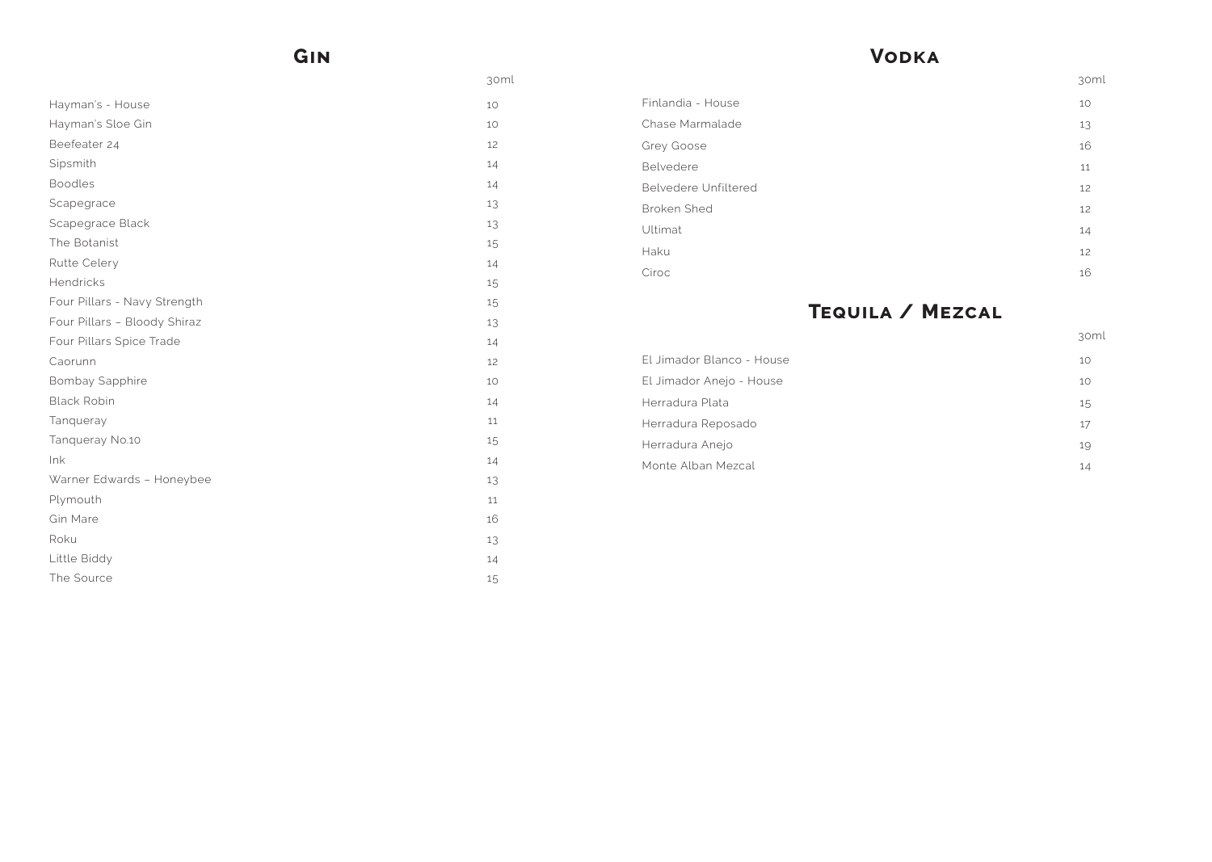## Gin

| | 30ml |
|---|---|
| Hayman's - House | 10 |
| Hayman's Sloe Gin | 10 |
| Beefeater 24 | 12 |
| Sipsmith | 14 |
| Boodles | 14 |
| Scapegrace | 13 |
| Scapegrace Black | 13 |
| The Botanist | 15 |
| Rutte Celery | 14 |
| Hendricks | 15 |
| Four Pillars - Navy Strength | 15 |
| Four Pillars – Bloody Shiraz | 13 |
| Four Pillars Spice Trade | 14 |
| Caorunn | 12 |
| Bombay Sapphire | 10 |
| Black Robin | 14 |
| Tanqueray | 11 |
| Tanqueray No.10 | 15 |
| Ink | 14 |
| Warner Edwards – Honeybee | 13 |
| Plymouth | 11 |
| Gin Mare | 16 |
| Roku | 13 |
| Little Biddy | 14 |
| The Source | 15 |

## Vodka

| | 30ml |
|---|---|
| Finlandia - House | 10 |
| Chase Marmalade | 13 |
| Grey Goose | 16 |
| Belvedere | 11 |
| Belvedere Unfiltered | 12 |
| Broken Shed | 12 |
| Ultimat | 14 |
| Haku | 12 |
| Ciroc | 16 |

## Tequila / Mezcal

| | 30ml |
|---|---|
| El Jimador Blanco - House | 10 |
| El Jimador Anejo - House | 10 |
| Herradura Plata | 15 |
| Herradura Reposado | 17 |
| Herradura Anejo | 19 |
| Monte Alban Mezcal | 14 |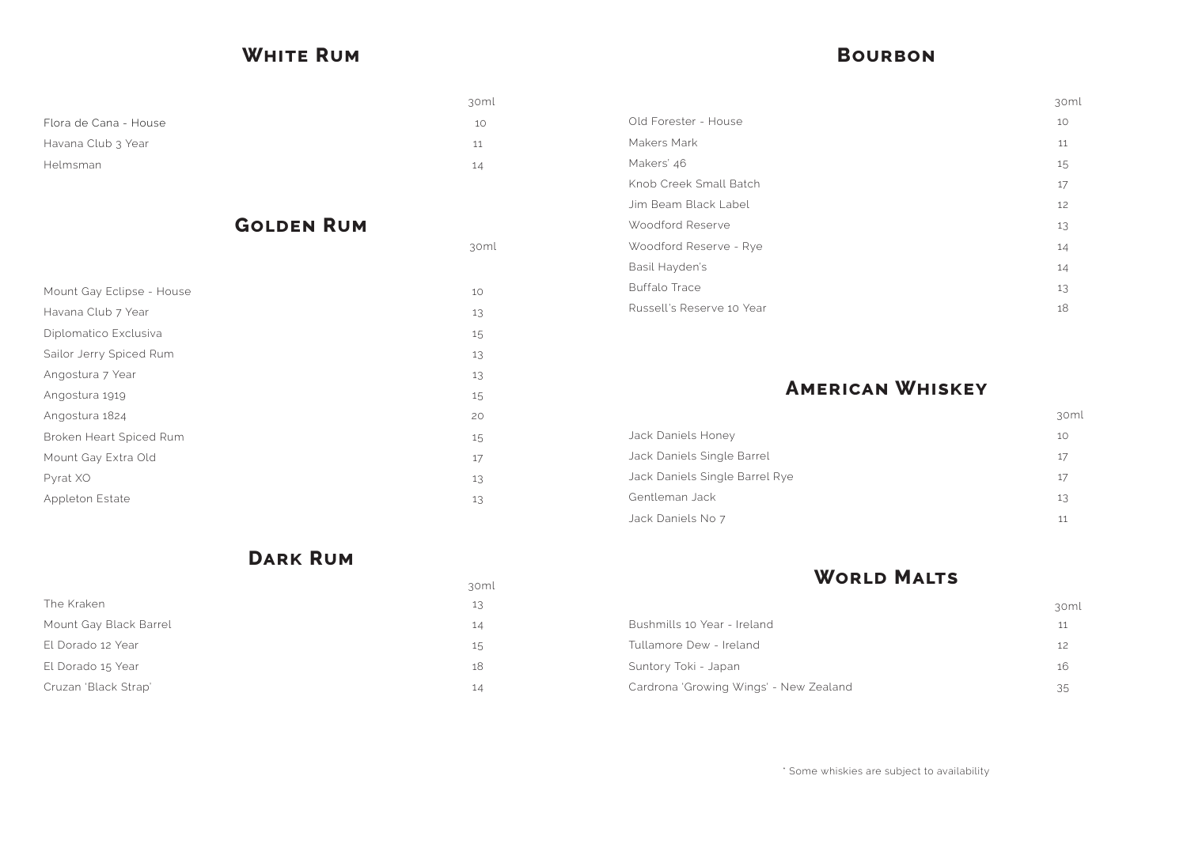## White Rum

| | 30ml |
|---|---|
| Flora de Cana - House | 10 |
| Havana Club 3 Year | 11 |
| Helmsman | 14 |

## Golden Rum

| | 30ml |
|---|---|
| Mount Gay Eclipse - House | 10 |
| Havana Club 7 Year | 13 |
| Diplomatico Exclusiva | 15 |
| Sailor Jerry Spiced Rum | 13 |
| Angostura 7 Year | 13 |
| Angostura 1919 | 15 |
| Angostura 1824 | 20 |
| Broken Heart Spiced Rum | 15 |
| Mount Gay Extra Old | 17 |
| Pyrat XO | 13 |
| Appleton Estate | 13 |

## Dark Rum

| | 30ml |
|---|---|
| The Kraken | 13 |
| Mount Gay Black Barrel | 14 |
| El Dorado 12 Year | 15 |
| El Dorado 15 Year | 18 |
| Cruzan 'Black Strap' | 14 |

## Bourbon

| | 30ml |
|---|---|
| Old Forester - House | 10 |
| Makers Mark | 11 |
| Makers' 46 | 15 |
| Knob Creek Small Batch | 17 |
| Jim Beam Black Label | 12 |
| Woodford Reserve | 13 |
| Woodford Reserve - Rye | 14 |
| Basil Hayden's | 14 |
| Buffalo Trace | 13 |
| Russell's Reserve 10 Year | 18 |

## American Whiskey

| | 30ml |
|---|---|
| Jack Daniels Honey | 10 |
| Jack Daniels Single Barrel | 17 |
| Jack Daniels Single Barrel Rye | 17 |
| Gentleman Jack | 13 |
| Jack Daniels No 7 | 11 |

## World Malts

| | 30ml |
|---|---|
| Bushmills 10 Year - Ireland | 11 |
| Tullamore Dew - Ireland | 12 |
| Suntory Toki - Japan | 16 |
| Cardrona 'Growing Wings' - New Zealand | 35 |

* Some whiskies are subject to availability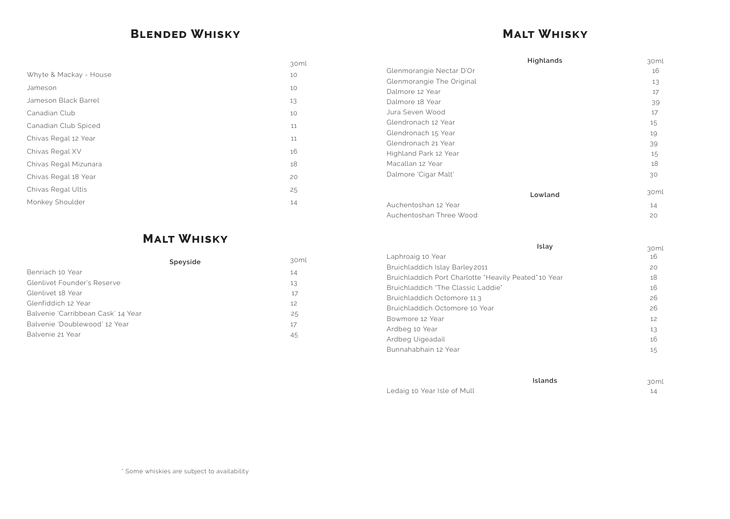## Blended Whisky

| | 30ml |
|---|---|
| Whyte & Mackay - House | 10 |
| Jameson | 10 |
| Jameson Black Barrel | 13 |
| Canadian Club | 10 |
| Canadian Club Spiced | 11 |
| Chivas Regal 12 Year | 11 |
| Chivas Regal XV | 16 |
| Chivas Regal Mizunara | 18 |
| Chivas Regal 18 Year | 20 |
| Chivas Regal Ultis | 25 |
| Monkey Shoulder | 14 |

## Malt Whisky

| Speyside | 30ml |
|---|---|
| Benriach 10 Year | 14 |
| Glenlivet Founder's Reserve | 13 |
| Glenlivet 18 Year | 17 |
| Glenfiddich 12 Year | 12 |
| Balvenie 'Carribbean Cask' 14 Year | 25 |
| Balvenie 'Doublewood' 12 Year | 17 |
| Balvenie 21 Year | 45 |

## Malt Whisky

| Highlands | 30ml |
|---|---|
| Glenmorangie Nectar D'Or | 16 |
| Glenmorangie The Original | 13 |
| Dalmore 12 Year | 17 |
| Dalmore 18 Year | 39 |
| Jura Seven Wood | 17 |
| Glendronach 12 Year | 15 |
| Glendronach 15 Year | 19 |
| Glendronach 21 Year | 39 |
| Highland Park 12 Year | 15 |
| Macallan 12 Year | 18 |
| Dalmore 'Cigar Malt' | 30 |

| Lowland | 30ml |
|---|---|
| Auchentoshan 12 Year | 14 |
| Auchentoshan Three Wood | 20 |

| Islay | 30ml |
|---|---|
| Laphroaig 10 Year | 16 |
| Bruichladdich Islay Barley 2011 | 20 |
| Bruichladdich Port Charlotte "Heavily Peated" 10 Year | 18 |
| Bruichladdich "The Classic Laddie" | 16 |
| Bruichladdich Octomore 11.3 | 26 |
| Bruichladdich Octomore 10 Year | 26 |
| Bowmore 12 Year | 12 |
| Ardbeg 10 Year | 13 |
| Ardbeg Uigeadail | 16 |
| Bunnahabhain 12 Year | 15 |

| Islands | 30ml |
|---|---|
| Ledaig 10 Year Isle of Mull | 14 |

* Some whiskies are subject to availability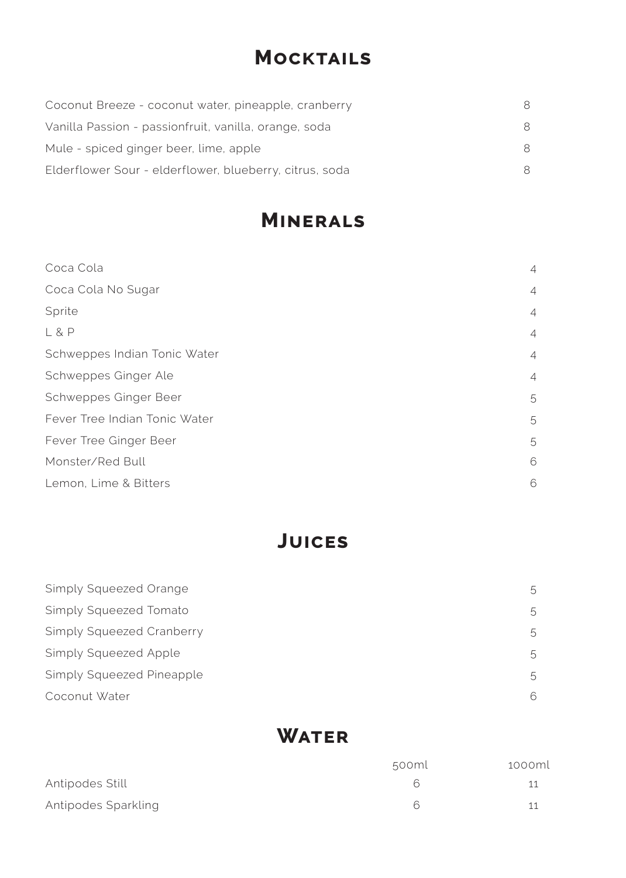## Mocktails

| | |
|---|---|
| Coconut Breeze - coconut water, pineapple, cranberry | 8 |
| Vanilla Passion - passionfruit, vanilla, orange, soda | 8 |
| Mule - spiced ginger beer, lime, apple | 8 |
| Elderflower Sour - elderflower, blueberry, citrus, soda | 8 |

## Minerals

| | |
|---|---|
| Coca Cola | 4 |
| Coca Cola No Sugar | 4 |
| Sprite | 4 |
| L & P | 4 |
| Schweppes Indian Tonic Water | 4 |
| Schweppes Ginger Ale | 4 |
| Schweppes Ginger Beer | 5 |
| Fever Tree Indian Tonic Water | 5 |
| Fever Tree Ginger Beer | 5 |
| Monster/Red Bull | 6 |
| Lemon, Lime & Bitters | 6 |

## Juices

| | |
|---|---|
| Simply Squeezed Orange | 5 |
| Simply Squeezed Tomato | 5 |
| Simply Squeezed Cranberry | 5 |
| Simply Squeezed Apple | 5 |
| Simply Squeezed Pineapple | 5 |
| Coconut Water | 6 |

## Water

| | 500ml | 1000ml |
|---|---|---|
| Antipodes Still | 6 | 11 |
| Antipodes Sparkling | 6 | 11 |